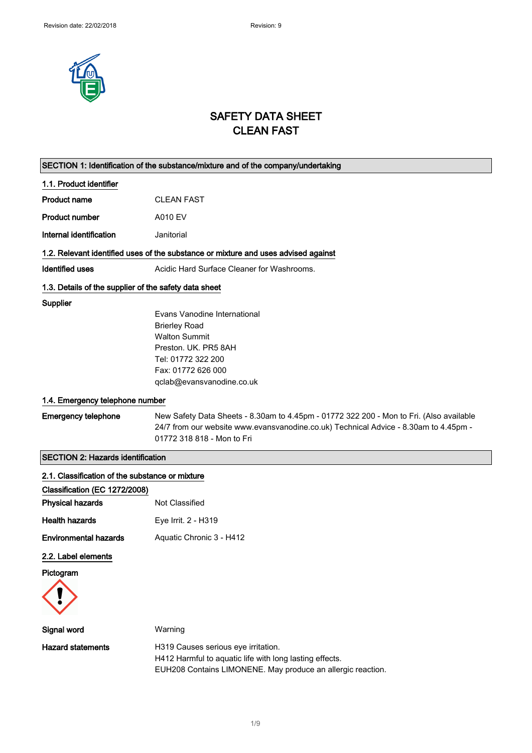# SAFETY DATA SHEET
# CLEAN FAST

## SECTION 1: Identification of the substance/mixture and of the company/undertaking

### 1.1. Product identifier

**Product name** CLEAN FAST

**Product number** A010 EV

**Internal identification** Janitorial

### 1.2. Relevant identified uses of the substance or mixture and uses advised against

**Identified uses** Acidic Hard Surface Cleaner for Washrooms.

### 1.3. Details of the supplier of the safety data sheet

**Supplier**

Evans Vanodine International
Brierley Road
Walton Summit
Preston. UK. PR5 8AH
Tel: 01772 322 200
Fax: 01772 626 000
qclab@evansvanodine.co.uk

### 1.4. Emergency telephone number

**Emergency telephone** New Safety Data Sheets - 8.30am to 4.45pm - 01772 322 200 - Mon to Fri. (Also available 24/7 from our website www.evansvanodine.co.uk) Technical Advice - 8.30am to 4.45pm - 01772 318 818 - Mon to Fri

## SECTION 2: Hazards identification

### 2.1. Classification of the substance or mixture

**Classification (EC 1272/2008)**

**Physical hazards** Not Classified

**Health hazards** Eye Irrit. 2 - H319

**Environmental hazards** Aquatic Chronic 3 - H412

### 2.2. Label elements

**Pictogram**

**Signal word** Warning

**Hazard statements**

H319 Causes serious eye irritation.
H412 Harmful to aquatic life with long lasting effects.
EUH208 Contains LIMONENE. May produce an allergic reaction.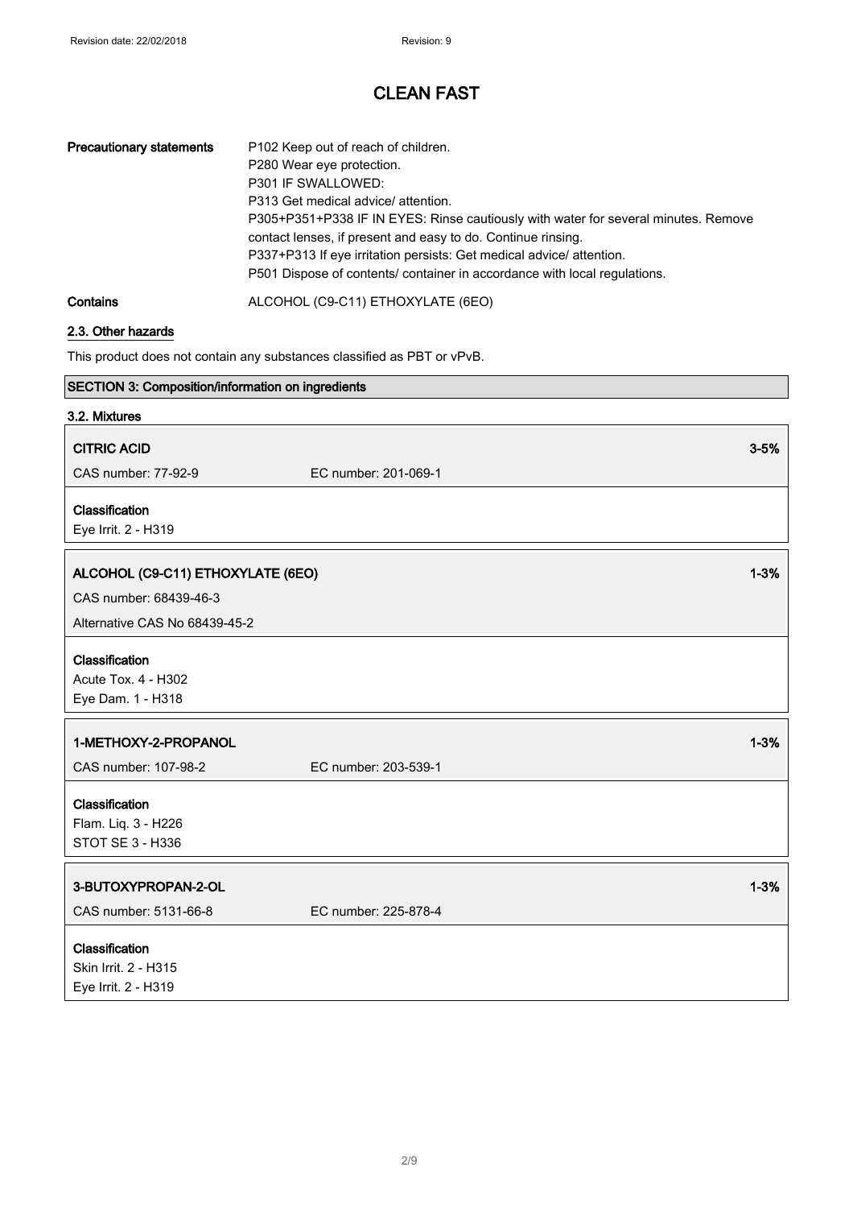**Precautionary statements**

P102 Keep out of reach of children.
P280 Wear eye protection.
P301 IF SWALLOWED:
P313 Get medical advice/ attention.
P305+P351+P338 IF IN EYES: Rinse cautiously with water for several minutes. Remove contact lenses, if present and easy to do. Continue rinsing.
P337+P313 If eye irritation persists: Get medical advice/ attention.
P501 Dispose of contents/ container in accordance with local regulations.

**Contains** ALCOHOL (C9-C11) ETHOXYLATE (6EO)

### 2.3. Other hazards

This product does not contain any substances classified as PBT or vPvB.

## SECTION 3: Composition/information on ingredients

### 3.2. Mixtures

**CITRIC ACID** — 3-5%

CAS number: 77-92-9 | EC number: 201-069-1

**Classification**
Eye Irrit. 2 - H319

**ALCOHOL (C9-C11) ETHOXYLATE (6EO)** — 1-3%

CAS number: 68439-46-3

Alternative CAS No 68439-45-2

**Classification**
Acute Tox. 4 - H302
Eye Dam. 1 - H318

**1-METHOXY-2-PROPANOL** — 1-3%

CAS number: 107-98-2 | EC number: 203-539-1

**Classification**
Flam. Liq. 3 - H226
STOT SE 3 - H336

**3-BUTOXYPROPAN-2-OL** — 1-3%

CAS number: 5131-66-8 | EC number: 225-878-4

**Classification**
Skin Irrit. 2 - H315
Eye Irrit. 2 - H319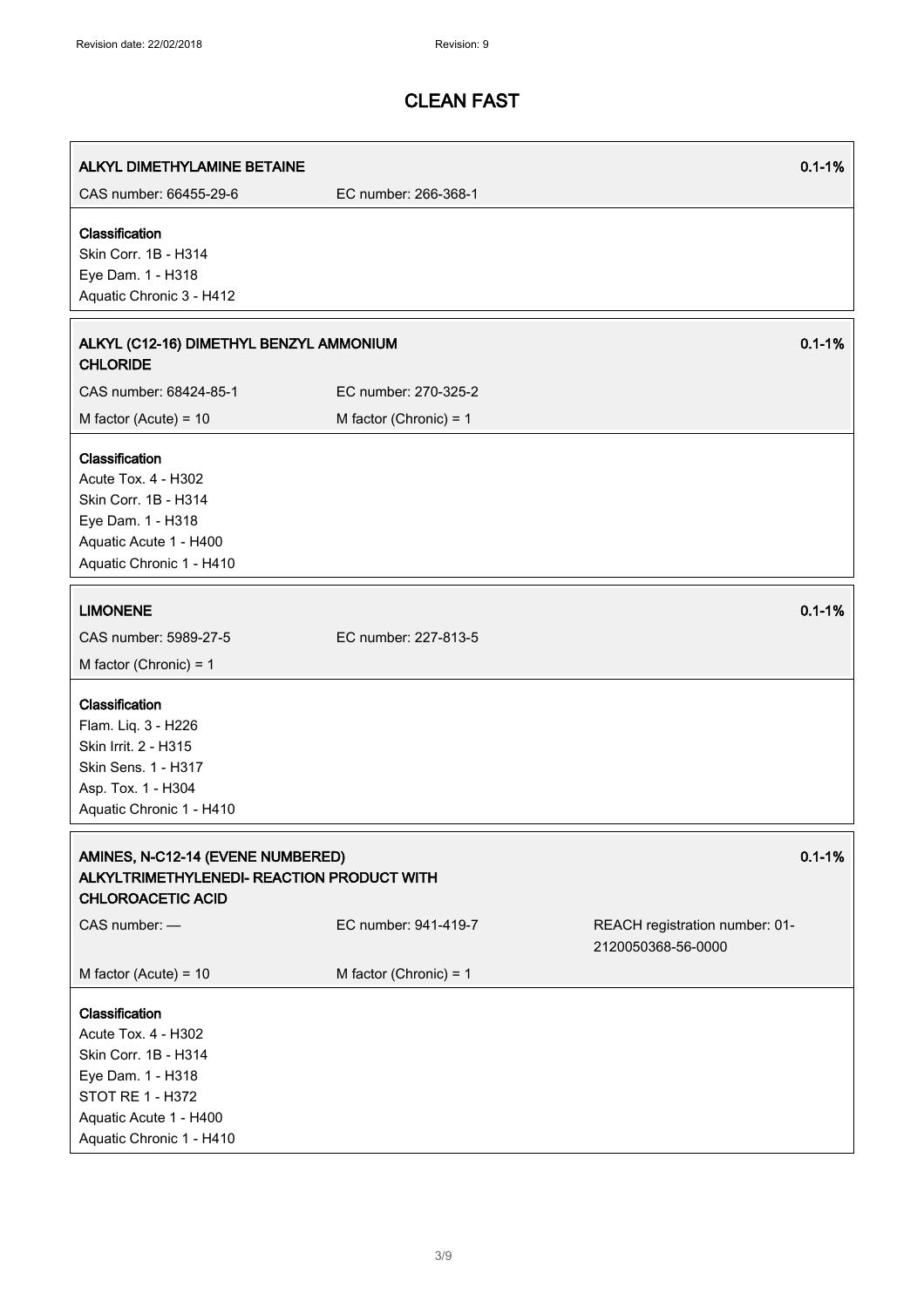## CLEAN FAST

| **ALKYL DIMETHYLAMINE BETAINE** | | **0.1-1%** |
|---|---|---|
| CAS number: 66455-29-6 | EC number: 266-368-1 | |

**Classification**
Skin Corr. 1B - H314
Eye Dam. 1 - H318
Aquatic Chronic 3 - H412

| **ALKYL (C12-16) DIMETHYL BENZYL AMMONIUM CHLORIDE** | | **0.1-1%** |
|---|---|---|
| CAS number: 68424-85-1 | EC number: 270-325-2 | |
| M factor (Acute) = 10 | M factor (Chronic) = 1 | |

**Classification**
Acute Tox. 4 - H302
Skin Corr. 1B - H314
Eye Dam. 1 - H318
Aquatic Acute 1 - H400
Aquatic Chronic 1 - H410

| **LIMONENE** | | **0.1-1%** |
|---|---|---|
| CAS number: 5989-27-5 | EC number: 227-813-5 | |
| M factor (Chronic) = 1 | | |

**Classification**
Flam. Liq. 3 - H226
Skin Irrit. 2 - H315
Skin Sens. 1 - H317
Asp. Tox. 1 - H304
Aquatic Chronic 1 - H410

| **AMINES, N-C12-14 (EVENE NUMBERED) ALKYLTRIMETHYLENEDI- REACTION PRODUCT WITH CHLOROACETIC ACID** | | **0.1-1%** |
|---|---|---|
| CAS number: — | EC number: 941-419-7 | REACH registration number: 01-2120050368-56-0000 |
| M factor (Acute) = 10 | M factor (Chronic) = 1 | |

**Classification**
Acute Tox. 4 - H302
Skin Corr. 1B - H314
Eye Dam. 1 - H318
STOT RE 1 - H372
Aquatic Acute 1 - H400
Aquatic Chronic 1 - H410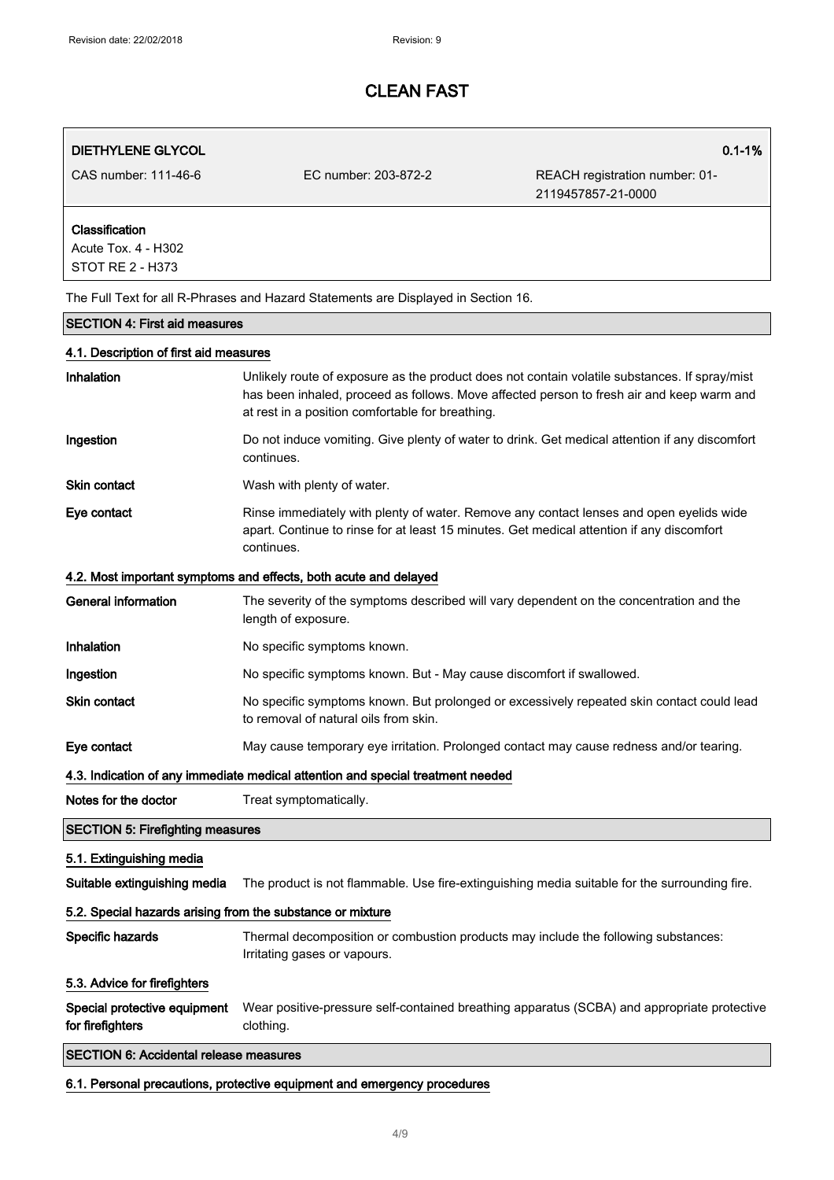# CLEAN FAST

| DIETHYLENE GLYCOL | | 0.1-1% |
|---|---|---|
| CAS number: 111-46-6 | EC number: 203-872-2 | REACH registration number: 01-2119457857-21-0000 |
| **Classification**<br>Acute Tox. 4 - H302<br>STOT RE 2 - H373 | | |

The Full Text for all R-Phrases and Hazard Statements are Displayed in Section 16.

## SECTION 4: First aid measures

### 4.1. Description of first aid measures

**Inhalation** Unlikely route of exposure as the product does not contain volatile substances. If spray/mist has been inhaled, proceed as follows. Move affected person to fresh air and keep warm and at rest in a position comfortable for breathing.

**Ingestion** Do not induce vomiting. Give plenty of water to drink. Get medical attention if any discomfort continues.

**Skin contact** Wash with plenty of water.

**Eye contact** Rinse immediately with plenty of water. Remove any contact lenses and open eyelids wide apart. Continue to rinse for at least 15 minutes. Get medical attention if any discomfort continues.

### 4.2. Most important symptoms and effects, both acute and delayed

**General information** The severity of the symptoms described will vary dependent on the concentration and the length of exposure.

**Inhalation** No specific symptoms known.

**Ingestion** No specific symptoms known. But - May cause discomfort if swallowed.

**Skin contact** No specific symptoms known. But prolonged or excessively repeated skin contact could lead to removal of natural oils from skin.

**Eye contact** May cause temporary eye irritation. Prolonged contact may cause redness and/or tearing.

### 4.3. Indication of any immediate medical attention and special treatment needed

**Notes for the doctor** Treat symptomatically.

## SECTION 5: Firefighting measures

### 5.1. Extinguishing media

**Suitable extinguishing media** The product is not flammable. Use fire-extinguishing media suitable for the surrounding fire.

### 5.2. Special hazards arising from the substance or mixture

**Specific hazards** Thermal decomposition or combustion products may include the following substances: Irritating gases or vapours.

### 5.3. Advice for firefighters

**Special protective equipment for firefighters** Wear positive-pressure self-contained breathing apparatus (SCBA) and appropriate protective clothing.

## SECTION 6: Accidental release measures

### 6.1. Personal precautions, protective equipment and emergency procedures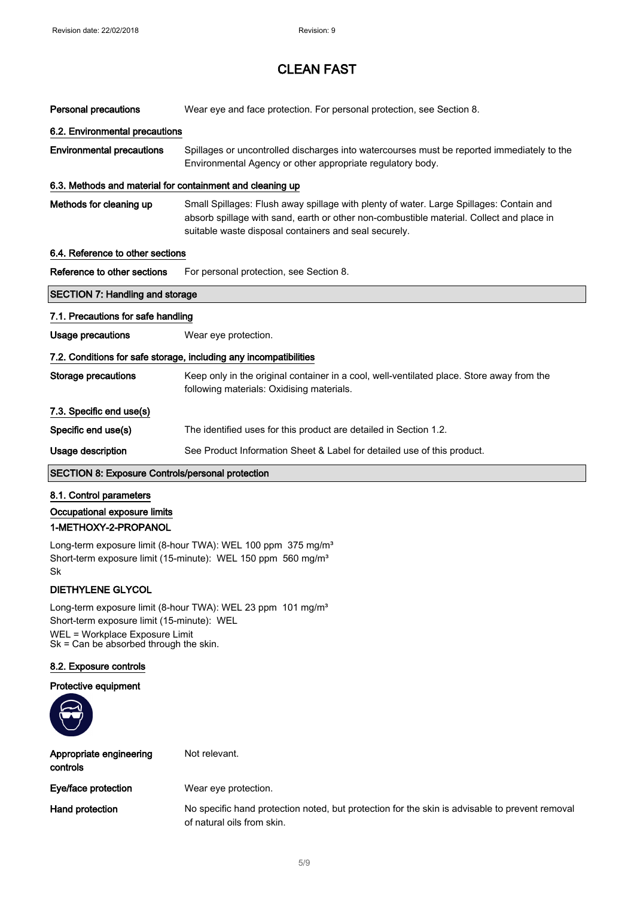**Personal precautions** Wear eye and face protection. For personal protection, see Section 8.

### 6.2. Environmental precautions

**Environmental precautions** Spillages or uncontrolled discharges into watercourses must be reported immediately to the Environmental Agency or other appropriate regulatory body.

### 6.3. Methods and material for containment and cleaning up

**Methods for cleaning up** Small Spillages: Flush away spillage with plenty of water. Large Spillages: Contain and absorb spillage with sand, earth or other non-combustible material. Collect and place in suitable waste disposal containers and seal securely.

### 6.4. Reference to other sections

**Reference to other sections** For personal protection, see Section 8.

## SECTION 7: Handling and storage

### 7.1. Precautions for safe handling

**Usage precautions** Wear eye protection.

### 7.2. Conditions for safe storage, including any incompatibilities

**Storage precautions** Keep only in the original container in a cool, well-ventilated place. Store away from the following materials: Oxidising materials.

### 7.3. Specific end use(s)

**Specific end use(s)** The identified uses for this product are detailed in Section 1.2.

**Usage description** See Product Information Sheet & Label for detailed use of this product.

## SECTION 8: Exposure Controls/personal protection

### 8.1. Control parameters

**Occupational exposure limits**

**1-METHOXY-2-PROPANOL**

Long-term exposure limit (8-hour TWA): WEL 100 ppm 375 mg/m³
Short-term exposure limit (15-minute): WEL 150 ppm 560 mg/m³
Sk

**DIETHYLENE GLYCOL**

Long-term exposure limit (8-hour TWA): WEL 23 ppm 101 mg/m³
Short-term exposure limit (15-minute): WEL
WEL = Workplace Exposure Limit
Sk = Can be absorbed through the skin.

### 8.2. Exposure controls

**Protective equipment**

**Appropriate engineering controls** Not relevant.

**Eye/face protection** Wear eye protection.

**Hand protection** No specific hand protection noted, but protection for the skin is advisable to prevent removal of natural oils from skin.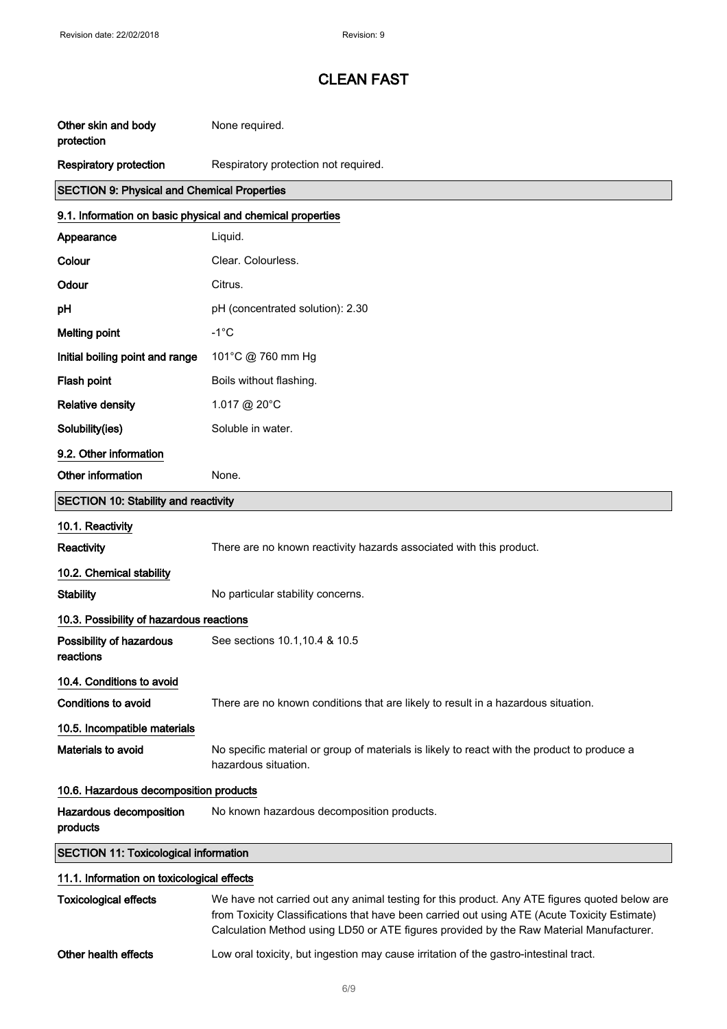# CLEAN FAST

| | |
|---|---|
| **Other skin and body protection** | None required. |
| **Respiratory protection** | Respiratory protection not required. |

## SECTION 9: Physical and Chemical Properties

### 9.1. Information on basic physical and chemical properties

| | |
|---|---|
| **Appearance** | Liquid. |
| **Colour** | Clear. Colourless. |
| **Odour** | Citrus. |
| **pH** | pH (concentrated solution): 2.30 |
| **Melting point** | -1°C |
| **Initial boiling point and range** | 101°C @ 760 mm Hg |
| **Flash point** | Boils without flashing. |
| **Relative density** | 1.017 @ 20°C |
| **Solubility(ies)** | Soluble in water. |

### 9.2. Other information

| | |
|---|---|
| **Other information** | None. |

## SECTION 10: Stability and reactivity

### 10.1. Reactivity

| | |
|---|---|
| **Reactivity** | There are no known reactivity hazards associated with this product. |

### 10.2. Chemical stability

| | |
|---|---|
| **Stability** | No particular stability concerns. |

### 10.3. Possibility of hazardous reactions

| | |
|---|---|
| **Possibility of hazardous reactions** | See sections 10.1,10.4 & 10.5 |

### 10.4. Conditions to avoid

| | |
|---|---|
| **Conditions to avoid** | There are no known conditions that are likely to result in a hazardous situation. |

### 10.5. Incompatible materials

| | |
|---|---|
| **Materials to avoid** | No specific material or group of materials is likely to react with the product to produce a hazardous situation. |

### 10.6. Hazardous decomposition products

| | |
|---|---|
| **Hazardous decomposition products** | No known hazardous decomposition products. |

## SECTION 11: Toxicological information

### 11.1. Information on toxicological effects

| | |
|---|---|
| **Toxicological effects** | We have not carried out any animal testing for this product. Any ATE figures quoted below are from Toxicity Classifications that have been carried out using ATE (Acute Toxicity Estimate) Calculation Method using LD50 or ATE figures provided by the Raw Material Manufacturer. |
| **Other health effects** | Low oral toxicity, but ingestion may cause irritation of the gastro-intestinal tract. |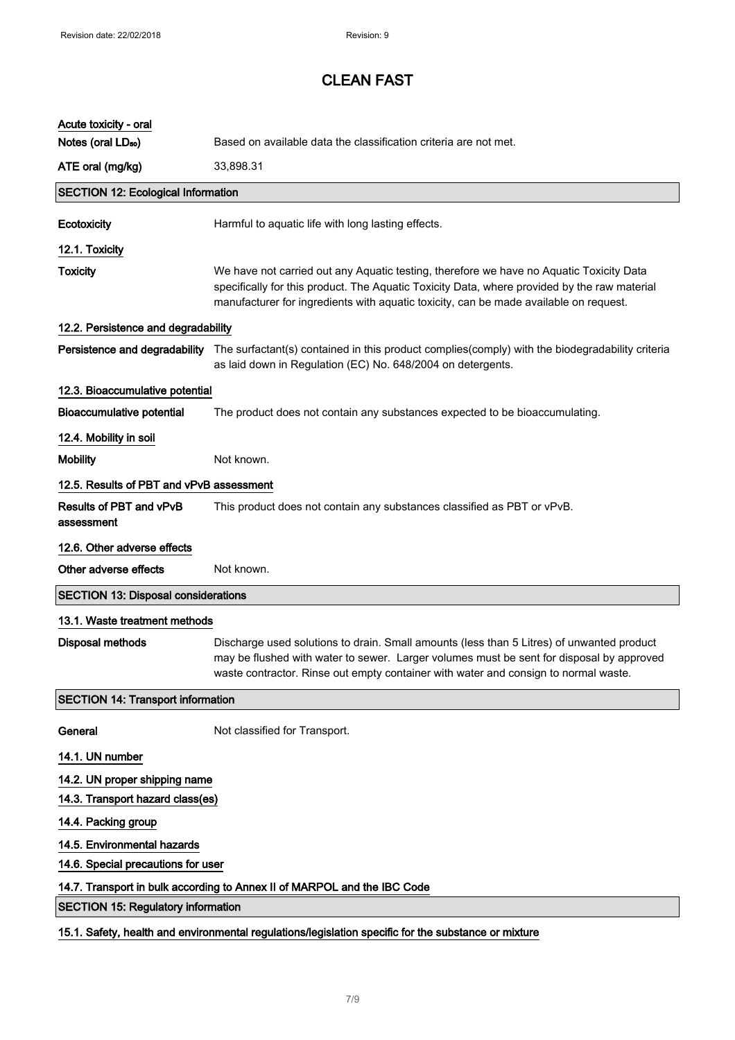# CLEAN FAST

**Acute toxicity - oral**

| | |
|---|---|
| **Notes (oral $LD_{50}$)** | Based on available data the classification criteria are not met. |
| **ATE oral (mg/kg)** | 33,898.31 |

## SECTION 12: Ecological Information

| | |
|---|---|
| **Ecotoxicity** | Harmful to aquatic life with long lasting effects. |

### 12.1. Toxicity

| | |
|---|---|
| **Toxicity** | We have not carried out any Aquatic testing, therefore we have no Aquatic Toxicity Data specifically for this product. The Aquatic Toxicity Data, where provided by the raw material manufacturer for ingredients with aquatic toxicity, can be made available on request. |

### 12.2. Persistence and degradability

| | |
|---|---|
| **Persistence and degradability** | The surfactant(s) contained in this product complies(comply) with the biodegradability criteria as laid down in Regulation (EC) No. 648/2004 on detergents. |

### 12.3. Bioaccumulative potential

| | |
|---|---|
| **Bioaccumulative potential** | The product does not contain any substances expected to be bioaccumulating. |

### 12.4. Mobility in soil

| | |
|---|---|
| **Mobility** | Not known. |

### 12.5. Results of PBT and vPvB assessment

| | |
|---|---|
| **Results of PBT and vPvB assessment** | This product does not contain any substances classified as PBT or vPvB. |

### 12.6. Other adverse effects

| | |
|---|---|
| **Other adverse effects** | Not known. |

## SECTION 13: Disposal considerations

### 13.1. Waste treatment methods

| | |
|---|---|
| **Disposal methods** | Discharge used solutions to drain. Small amounts (less than 5 Litres) of unwanted product may be flushed with water to sewer. Larger volumes must be sent for disposal by approved waste contractor. Rinse out empty container with water and consign to normal waste. |

## SECTION 14: Transport information

| | |
|---|---|
| **General** | Not classified for Transport. |

### 14.1. UN number

### 14.2. UN proper shipping name

### 14.3. Transport hazard class(es)

### 14.4. Packing group

### 14.5. Environmental hazards

### 14.6. Special precautions for user

### 14.7. Transport in bulk according to Annex II of MARPOL and the IBC Code

## SECTION 15: Regulatory information

### 15.1. Safety, health and environmental regulations/legislation specific for the substance or mixture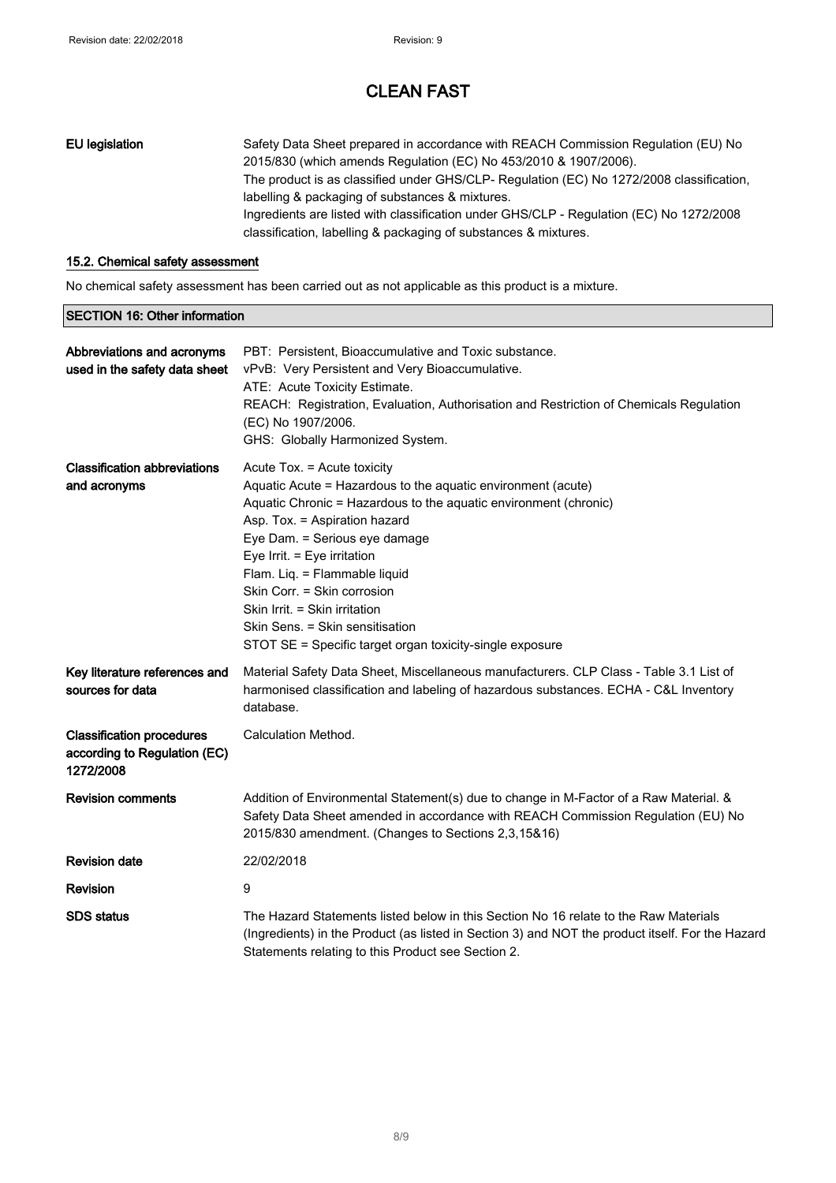# CLEAN FAST

| | |
|---|---|
| **EU legislation** | Safety Data Sheet prepared in accordance with REACH Commission Regulation (EU) No 2015/830 (which amends Regulation (EC) No 453/2010 & 1907/2006).<br>The product is as classified under GHS/CLP- Regulation (EC) No 1272/2008 classification, labelling & packaging of substances & mixtures.<br>Ingredients are listed with classification under GHS/CLP - Regulation (EC) No 1272/2008 classification, labelling & packaging of substances & mixtures. |

### 15.2. Chemical safety assessment

No chemical safety assessment has been carried out as not applicable as this product is a mixture.

## SECTION 16: Other information

| | |
|---|---|
| **Abbreviations and acronyms used in the safety data sheet** | PBT: Persistent, Bioaccumulative and Toxic substance.<br>vPvB: Very Persistent and Very Bioaccumulative.<br>ATE: Acute Toxicity Estimate.<br>REACH: Registration, Evaluation, Authorisation and Restriction of Chemicals Regulation (EC) No 1907/2006.<br>GHS: Globally Harmonized System. |
| **Classification abbreviations and acronyms** | Acute Tox. = Acute toxicity<br>Aquatic Acute = Hazardous to the aquatic environment (acute)<br>Aquatic Chronic = Hazardous to the aquatic environment (chronic)<br>Asp. Tox. = Aspiration hazard<br>Eye Dam. = Serious eye damage<br>Eye Irrit. = Eye irritation<br>Flam. Liq. = Flammable liquid<br>Skin Corr. = Skin corrosion<br>Skin Irrit. = Skin irritation<br>Skin Sens. = Skin sensitisation<br>STOT SE = Specific target organ toxicity-single exposure |
| **Key literature references and sources for data** | Material Safety Data Sheet, Miscellaneous manufacturers. CLP Class - Table 3.1 List of harmonised classification and labeling of hazardous substances. ECHA - C&L Inventory database. |
| **Classification procedures according to Regulation (EC) 1272/2008** | Calculation Method. |
| **Revision comments** | Addition of Environmental Statement(s) due to change in M-Factor of a Raw Material. & Safety Data Sheet amended in accordance with REACH Commission Regulation (EU) No 2015/830 amendment. (Changes to Sections 2,3,15&16) |
| **Revision date** | 22/02/2018 |
| **Revision** | 9 |
| **SDS status** | The Hazard Statements listed below in this Section No 16 relate to the Raw Materials (Ingredients) in the Product (as listed in Section 3) and NOT the product itself. For the Hazard Statements relating to this Product see Section 2. |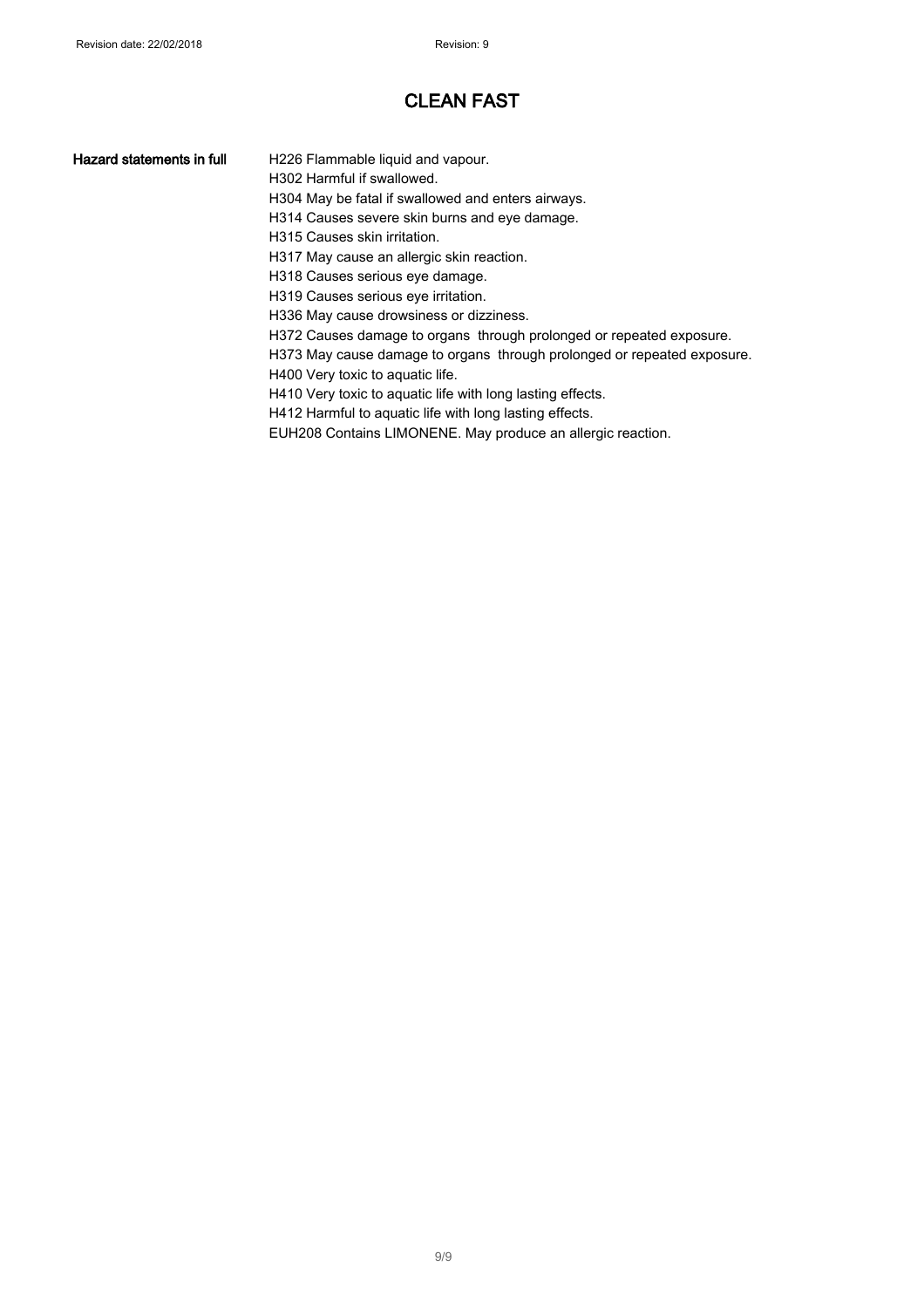# CLEAN FAST

| | |
|---|---|
| **Hazard statements in full** | H226 Flammable liquid and vapour.<br>H302 Harmful if swallowed.<br>H304 May be fatal if swallowed and enters airways.<br>H314 Causes severe skin burns and eye damage.<br>H315 Causes skin irritation.<br>H317 May cause an allergic skin reaction.<br>H318 Causes serious eye damage.<br>H319 Causes serious eye irritation.<br>H336 May cause drowsiness or dizziness.<br>H372 Causes damage to organs through prolonged or repeated exposure.<br>H373 May cause damage to organs through prolonged or repeated exposure.<br>H400 Very toxic to aquatic life.<br>H410 Very toxic to aquatic life with long lasting effects.<br>H412 Harmful to aquatic life with long lasting effects.<br>EUH208 Contains LIMONENE. May produce an allergic reaction. |